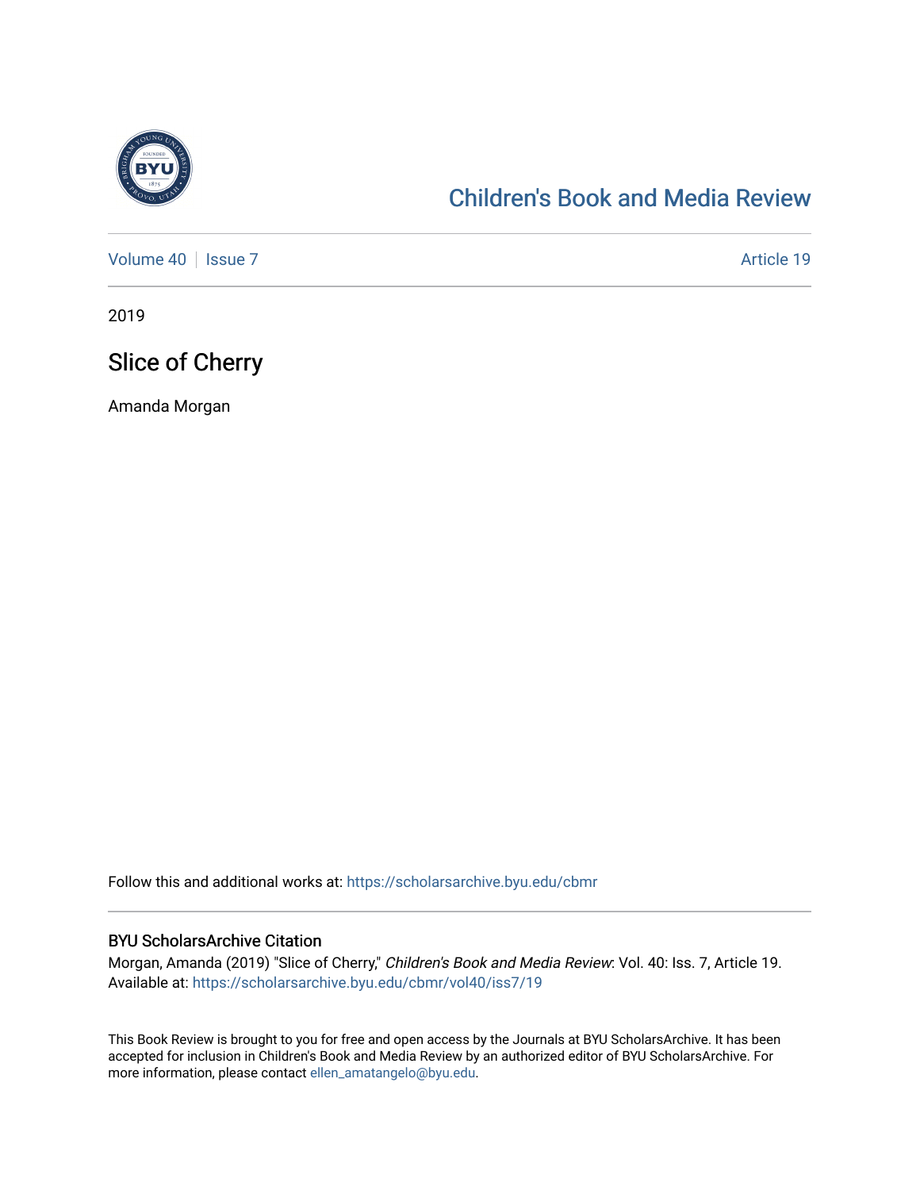Children's Book and Media Review

Volume 40 | Issue 7 | Article 19

2019

# Slice of Cherry

Amanda Morgan

Follow this and additional works at: https://scholarsarchive.byu.edu/cbmr

## BYU ScholarsArchive Citation

Morgan, Amanda (2019) "Slice of Cherry," *Children's Book and Media Review*: Vol. 40: Iss. 7, Article 19. Available at: https://scholarsarchive.byu.edu/cbmr/vol40/iss7/19

This Book Review is brought to you for free and open access by the Journals at BYU ScholarsArchive. It has been accepted for inclusion in Children's Book and Media Review by an authorized editor of BYU ScholarsArchive. For more information, please contact ellen_amatangelo@byu.edu.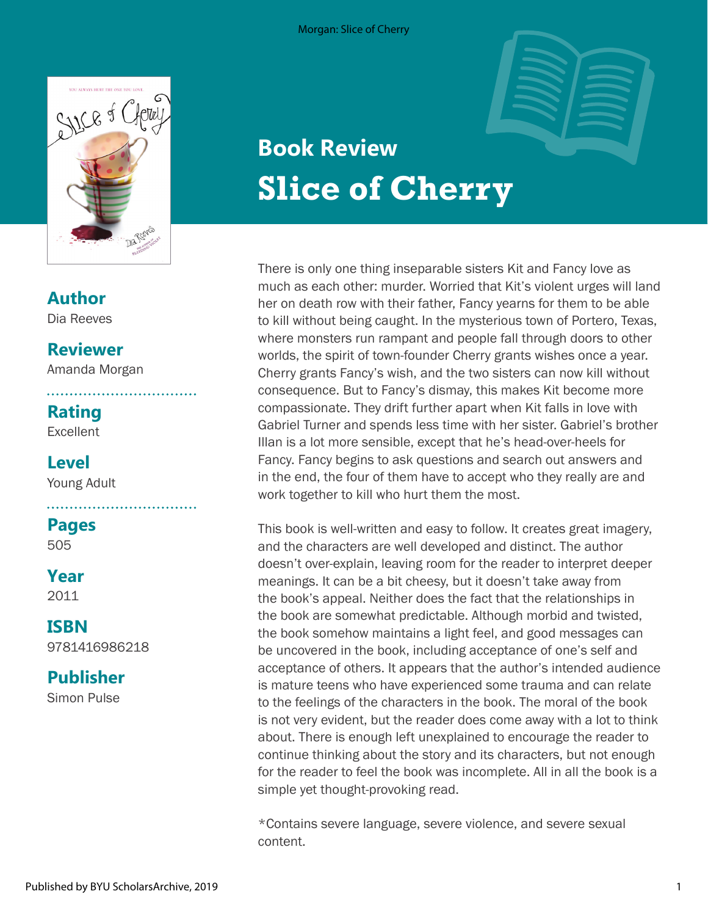# Book Review

## Slice of Cherry

**Author**
Dia Reeves

**Reviewer**
Amanda Morgan

**Rating**
Excellent

**Level**
Young Adult

**Pages**
505

**Year**
2011

**ISBN**
9781416986218

**Publisher**
Simon Pulse

There is only one thing inseparable sisters Kit and Fancy love as much as each other: murder. Worried that Kit's violent urges will land her on death row with their father, Fancy yearns for them to be able to kill without being caught. In the mysterious town of Portero, Texas, where monsters run rampant and people fall through doors to other worlds, the spirit of town-founder Cherry grants wishes once a year. Cherry grants Fancy's wish, and the two sisters can now kill without consequence. But to Fancy's dismay, this makes Kit become more compassionate. They drift further apart when Kit falls in love with Gabriel Turner and spends less time with her sister. Gabriel's brother Illan is a lot more sensible, except that he's head-over-heels for Fancy. Fancy begins to ask questions and search out answers and in the end, the four of them have to accept who they really are and work together to kill who hurt them the most.

This book is well-written and easy to follow. It creates great imagery, and the characters are well developed and distinct. The author doesn't over-explain, leaving room for the reader to interpret deeper meanings. It can be a bit cheesy, but it doesn't take away from the book's appeal. Neither does the fact that the relationships in the book are somewhat predictable. Although morbid and twisted, the book somehow maintains a light feel, and good messages can be uncovered in the book, including acceptance of one's self and acceptance of others. It appears that the author's intended audience is mature teens who have experienced some trauma and can relate to the feelings of the characters in the book. The moral of the book is not very evident, but the reader does come away with a lot to think about. There is enough left unexplained to encourage the reader to continue thinking about the story and its characters, but not enough for the reader to feel the book was incomplete. All in all the book is a simple yet thought-provoking read.

*Contains severe language, severe violence, and severe sexual content.